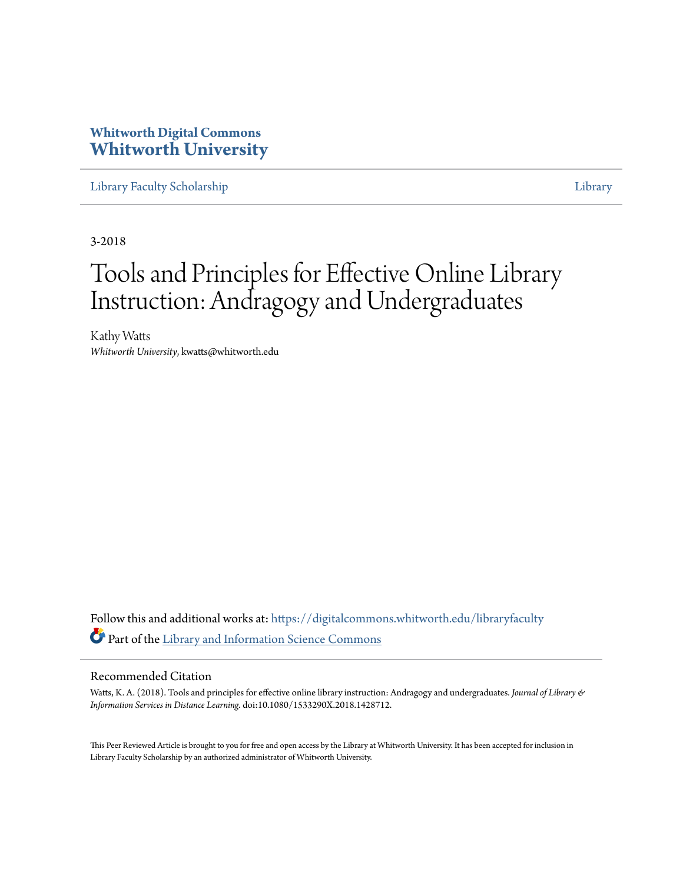Whitworth Digital Commons
**Whitworth University**

Library Faculty Scholarship | Library

3-2018

# Tools and Principles for Effective Online Library Instruction: Andragogy and Undergraduates

Kathy Watts
*Whitworth University*, kwatts@whitworth.edu

Follow this and additional works at: https://digitalcommons.whitworth.edu/libraryfaculty

Part of the Library and Information Science Commons

## Recommended Citation

Watts, K. A. (2018). Tools and principles for effective online library instruction: Andragogy and undergraduates. *Journal of Library & Information Services in Distance Learning*. doi:10.1080/1533290X.2018.1428712.

This Peer Reviewed Article is brought to you for free and open access by the Library at Whitworth University. It has been accepted for inclusion in Library Faculty Scholarship by an authorized administrator of Whitworth University.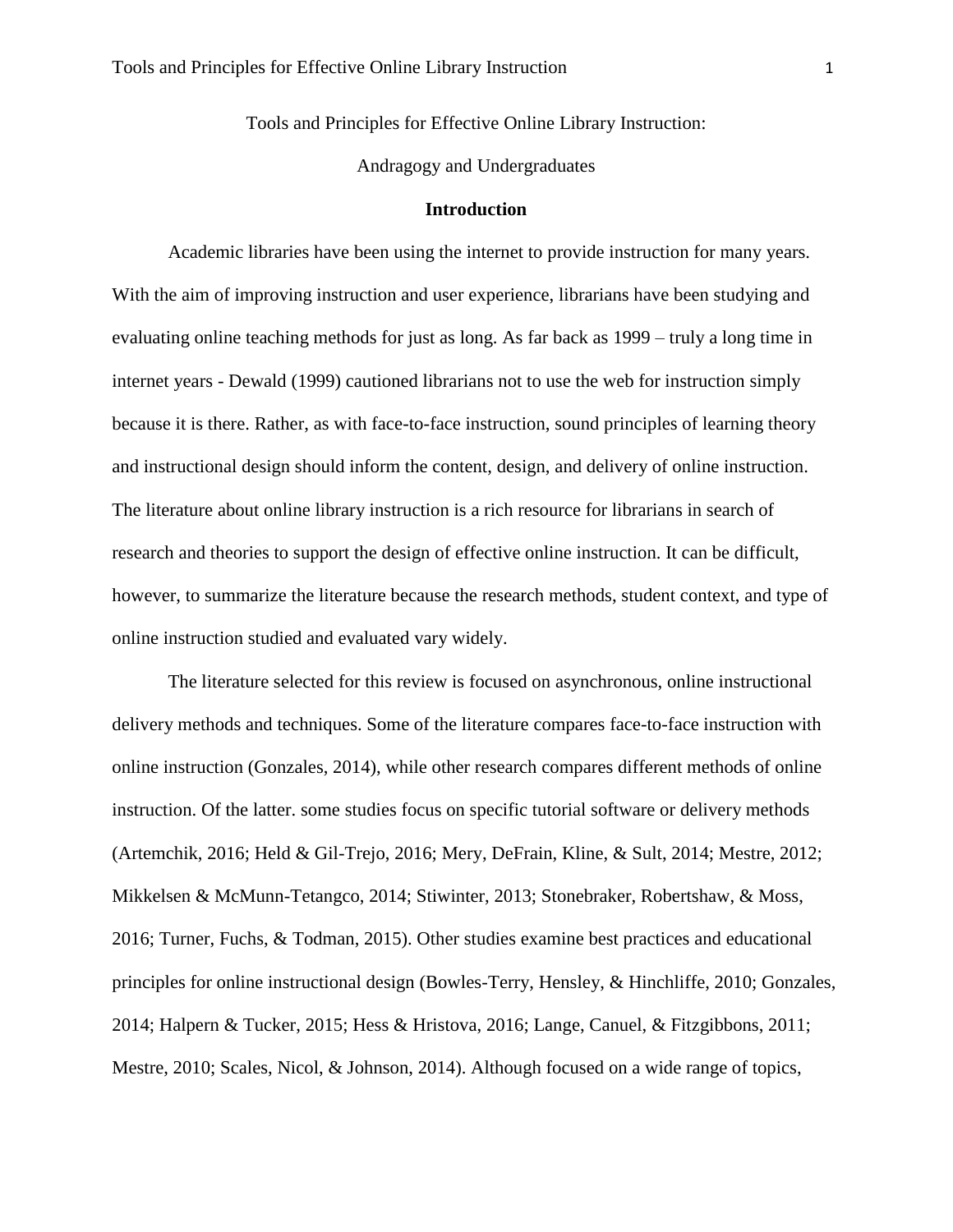Tools and Principles for Effective Online Library Instruction:

Andragogy and Undergraduates

## Introduction

Academic libraries have been using the internet to provide instruction for many years. With the aim of improving instruction and user experience, librarians have been studying and evaluating online teaching methods for just as long. As far back as 1999 – truly a long time in internet years - Dewald (1999) cautioned librarians not to use the web for instruction simply because it is there. Rather, as with face-to-face instruction, sound principles of learning theory and instructional design should inform the content, design, and delivery of online instruction. The literature about online library instruction is a rich resource for librarians in search of research and theories to support the design of effective online instruction. It can be difficult, however, to summarize the literature because the research methods, student context, and type of online instruction studied and evaluated vary widely.

The literature selected for this review is focused on asynchronous, online instructional delivery methods and techniques. Some of the literature compares face-to-face instruction with online instruction (Gonzales, 2014), while other research compares different methods of online instruction. Of the latter. some studies focus on specific tutorial software or delivery methods (Artemchik, 2016; Held & Gil-Trejo, 2016; Mery, DeFrain, Kline, & Sult, 2014; Mestre, 2012; Mikkelsen & McMunn-Tetangco, 2014; Stiwinter, 2013; Stonebraker, Robertshaw, & Moss, 2016; Turner, Fuchs, & Todman, 2015). Other studies examine best practices and educational principles for online instructional design (Bowles-Terry, Hensley, & Hinchliffe, 2010; Gonzales, 2014; Halpern & Tucker, 2015; Hess & Hristova, 2016; Lange, Canuel, & Fitzgibbons, 2011; Mestre, 2010; Scales, Nicol, & Johnson, 2014). Although focused on a wide range of topics,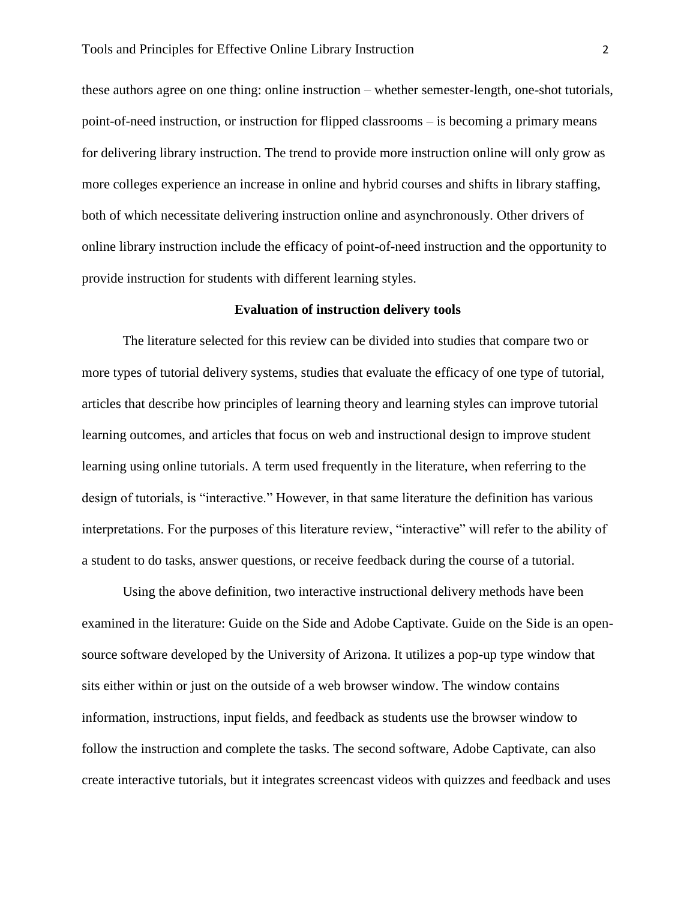these authors agree on one thing: online instruction – whether semester-length, one-shot tutorials, point-of-need instruction, or instruction for flipped classrooms – is becoming a primary means for delivering library instruction. The trend to provide more instruction online will only grow as more colleges experience an increase in online and hybrid courses and shifts in library staffing, both of which necessitate delivering instruction online and asynchronously. Other drivers of online library instruction include the efficacy of point-of-need instruction and the opportunity to provide instruction for students with different learning styles.

## Evaluation of instruction delivery tools

The literature selected for this review can be divided into studies that compare two or more types of tutorial delivery systems, studies that evaluate the efficacy of one type of tutorial, articles that describe how principles of learning theory and learning styles can improve tutorial learning outcomes, and articles that focus on web and instructional design to improve student learning using online tutorials. A term used frequently in the literature, when referring to the design of tutorials, is "interactive." However, in that same literature the definition has various interpretations. For the purposes of this literature review, "interactive" will refer to the ability of a student to do tasks, answer questions, or receive feedback during the course of a tutorial.

Using the above definition, two interactive instructional delivery methods have been examined in the literature: Guide on the Side and Adobe Captivate. Guide on the Side is an open-source software developed by the University of Arizona. It utilizes a pop-up type window that sits either within or just on the outside of a web browser window. The window contains information, instructions, input fields, and feedback as students use the browser window to follow the instruction and complete the tasks. The second software, Adobe Captivate, can also create interactive tutorials, but it integrates screencast videos with quizzes and feedback and uses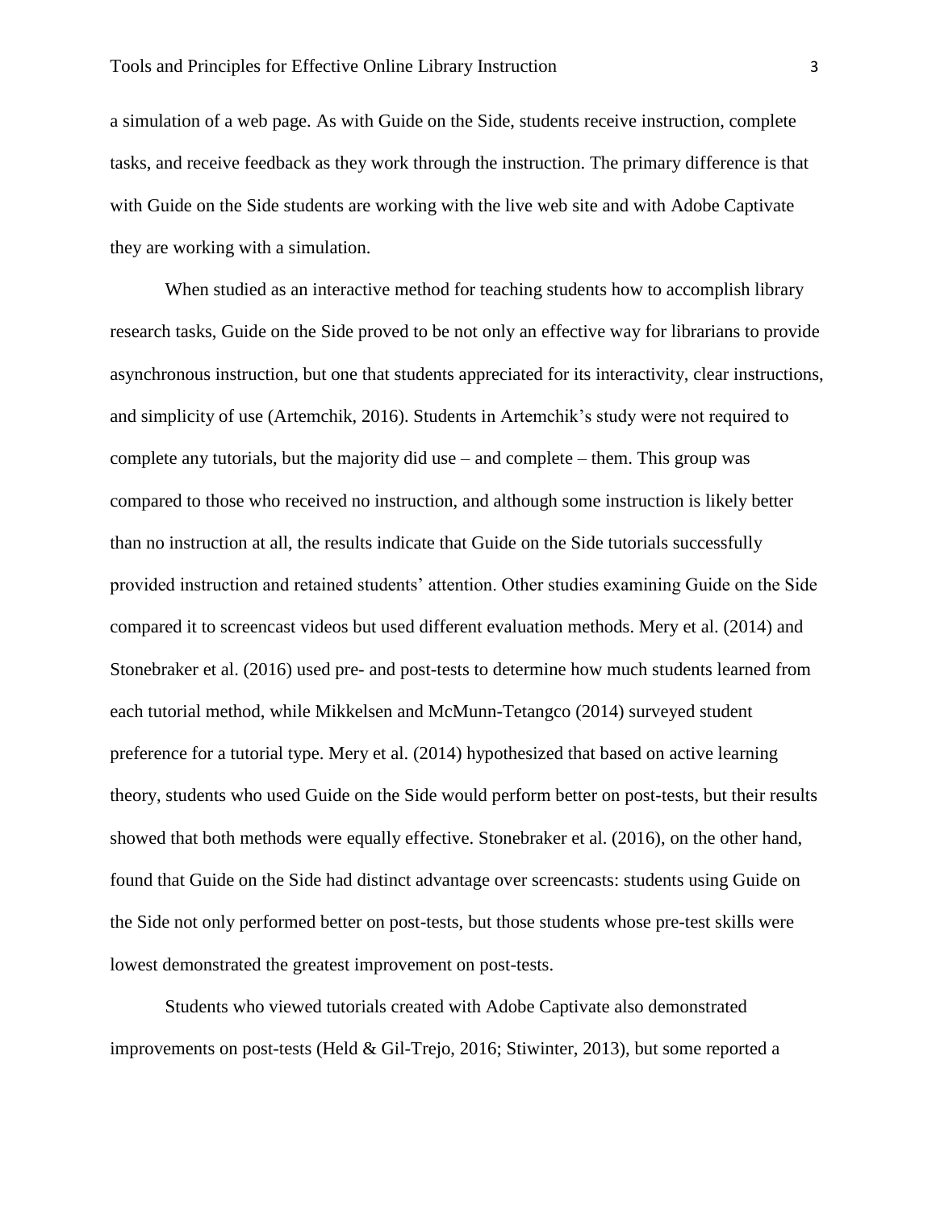a simulation of a web page. As with Guide on the Side, students receive instruction, complete tasks, and receive feedback as they work through the instruction. The primary difference is that with Guide on the Side students are working with the live web site and with Adobe Captivate they are working with a simulation.

When studied as an interactive method for teaching students how to accomplish library research tasks, Guide on the Side proved to be not only an effective way for librarians to provide asynchronous instruction, but one that students appreciated for its interactivity, clear instructions, and simplicity of use (Artemchik, 2016). Students in Artemchik's study were not required to complete any tutorials, but the majority did use – and complete – them. This group was compared to those who received no instruction, and although some instruction is likely better than no instruction at all, the results indicate that Guide on the Side tutorials successfully provided instruction and retained students' attention. Other studies examining Guide on the Side compared it to screencast videos but used different evaluation methods. Mery et al. (2014) and Stonebraker et al. (2016) used pre- and post-tests to determine how much students learned from each tutorial method, while Mikkelsen and McMunn-Tetangco (2014) surveyed student preference for a tutorial type. Mery et al. (2014) hypothesized that based on active learning theory, students who used Guide on the Side would perform better on post-tests, but their results showed that both methods were equally effective. Stonebraker et al. (2016), on the other hand, found that Guide on the Side had distinct advantage over screencasts: students using Guide on the Side not only performed better on post-tests, but those students whose pre-test skills were lowest demonstrated the greatest improvement on post-tests.

Students who viewed tutorials created with Adobe Captivate also demonstrated improvements on post-tests (Held & Gil-Trejo, 2016; Stiwinter, 2013), but some reported a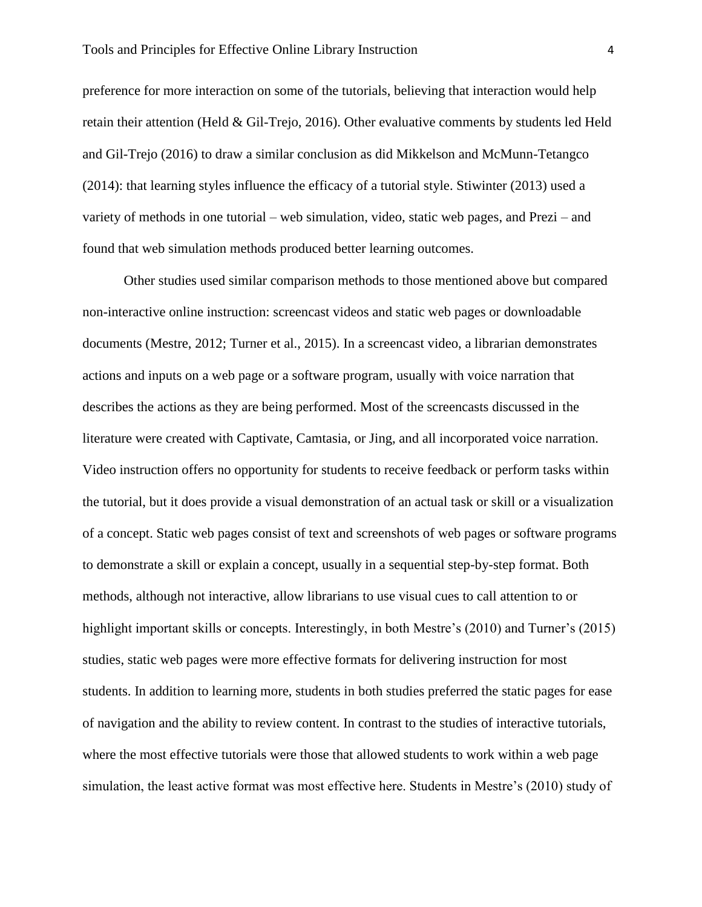preference for more interaction on some of the tutorials, believing that interaction would help retain their attention (Held & Gil-Trejo, 2016). Other evaluative comments by students led Held and Gil-Trejo (2016) to draw a similar conclusion as did Mikkelson and McMunn-Tetangco (2014): that learning styles influence the efficacy of a tutorial style. Stiwinter (2013) used a variety of methods in one tutorial – web simulation, video, static web pages, and Prezi – and found that web simulation methods produced better learning outcomes.

Other studies used similar comparison methods to those mentioned above but compared non-interactive online instruction: screencast videos and static web pages or downloadable documents (Mestre, 2012; Turner et al., 2015). In a screencast video, a librarian demonstrates actions and inputs on a web page or a software program, usually with voice narration that describes the actions as they are being performed. Most of the screencasts discussed in the literature were created with Captivate, Camtasia, or Jing, and all incorporated voice narration. Video instruction offers no opportunity for students to receive feedback or perform tasks within the tutorial, but it does provide a visual demonstration of an actual task or skill or a visualization of a concept. Static web pages consist of text and screenshots of web pages or software programs to demonstrate a skill or explain a concept, usually in a sequential step-by-step format. Both methods, although not interactive, allow librarians to use visual cues to call attention to or highlight important skills or concepts. Interestingly, in both Mestre's (2010) and Turner's (2015) studies, static web pages were more effective formats for delivering instruction for most students. In addition to learning more, students in both studies preferred the static pages for ease of navigation and the ability to review content. In contrast to the studies of interactive tutorials, where the most effective tutorials were those that allowed students to work within a web page simulation, the least active format was most effective here. Students in Mestre's (2010) study of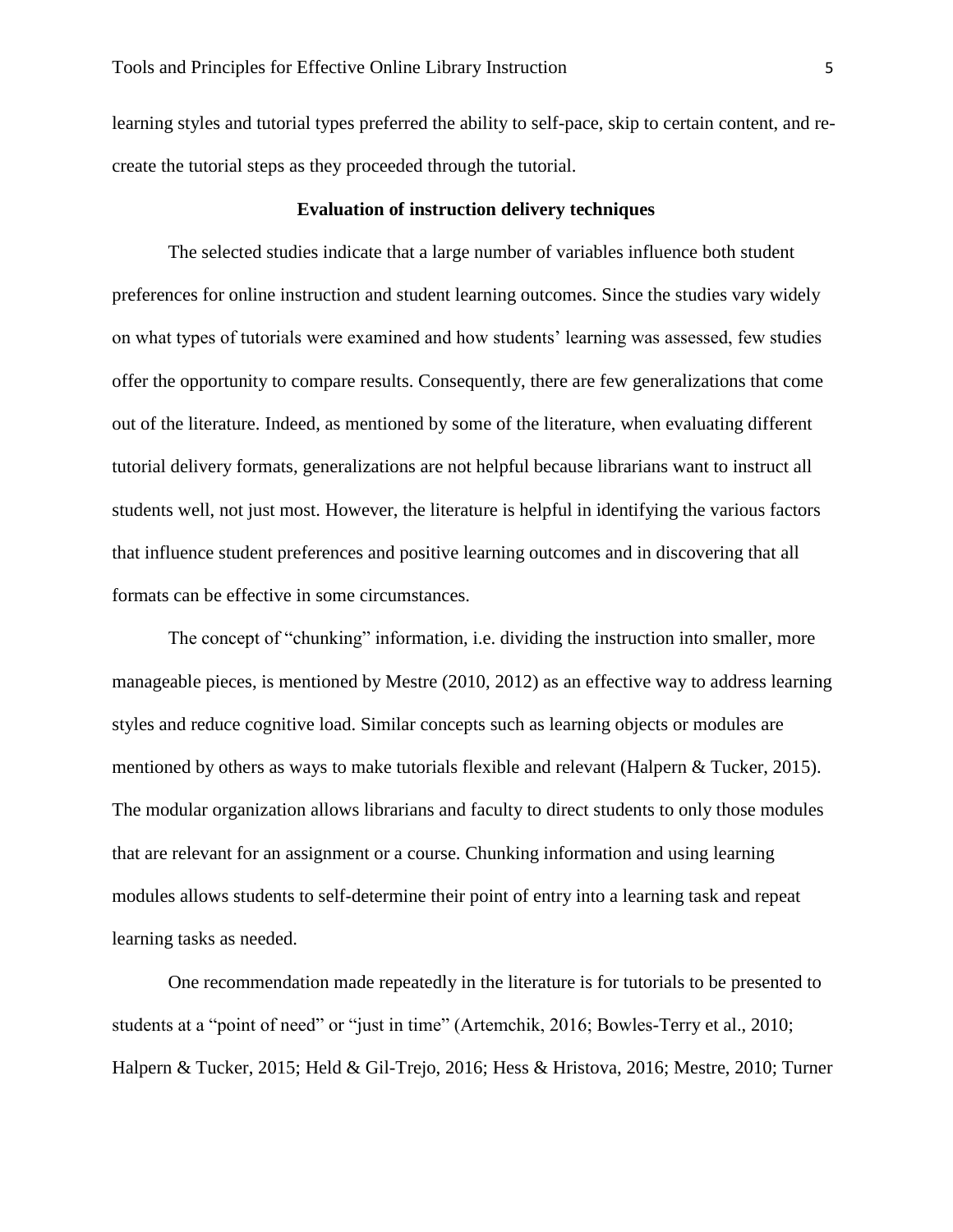learning styles and tutorial types preferred the ability to self-pace, skip to certain content, and re-create the tutorial steps as they proceeded through the tutorial.

## Evaluation of instruction delivery techniques

The selected studies indicate that a large number of variables influence both student preferences for online instruction and student learning outcomes. Since the studies vary widely on what types of tutorials were examined and how students' learning was assessed, few studies offer the opportunity to compare results. Consequently, there are few generalizations that come out of the literature. Indeed, as mentioned by some of the literature, when evaluating different tutorial delivery formats, generalizations are not helpful because librarians want to instruct all students well, not just most. However, the literature is helpful in identifying the various factors that influence student preferences and positive learning outcomes and in discovering that all formats can be effective in some circumstances.

The concept of "chunking" information, i.e. dividing the instruction into smaller, more manageable pieces, is mentioned by Mestre (2010, 2012) as an effective way to address learning styles and reduce cognitive load. Similar concepts such as learning objects or modules are mentioned by others as ways to make tutorials flexible and relevant (Halpern & Tucker, 2015). The modular organization allows librarians and faculty to direct students to only those modules that are relevant for an assignment or a course. Chunking information and using learning modules allows students to self-determine their point of entry into a learning task and repeat learning tasks as needed.

One recommendation made repeatedly in the literature is for tutorials to be presented to students at a "point of need" or "just in time" (Artemchik, 2016; Bowles-Terry et al., 2010; Halpern & Tucker, 2015; Held & Gil-Trejo, 2016; Hess & Hristova, 2016; Mestre, 2010; Turner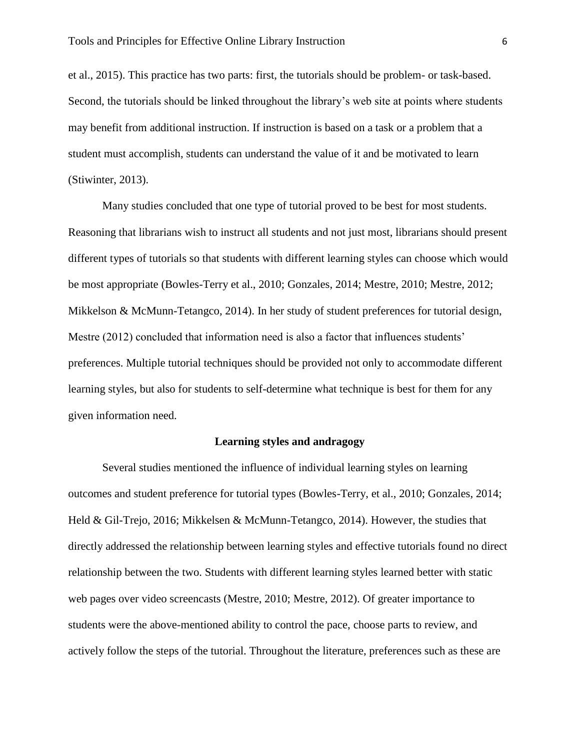et al., 2015). This practice has two parts: first, the tutorials should be problem- or task-based. Second, the tutorials should be linked throughout the library's web site at points where students may benefit from additional instruction. If instruction is based on a task or a problem that a student must accomplish, students can understand the value of it and be motivated to learn (Stiwinter, 2013).

Many studies concluded that one type of tutorial proved to be best for most students. Reasoning that librarians wish to instruct all students and not just most, librarians should present different types of tutorials so that students with different learning styles can choose which would be most appropriate (Bowles-Terry et al., 2010; Gonzales, 2014; Mestre, 2010; Mestre, 2012; Mikkelson & McMunn-Tetangco, 2014). In her study of student preferences for tutorial design, Mestre (2012) concluded that information need is also a factor that influences students' preferences. Multiple tutorial techniques should be provided not only to accommodate different learning styles, but also for students to self-determine what technique is best for them for any given information need.

## Learning styles and andragogy

Several studies mentioned the influence of individual learning styles on learning outcomes and student preference for tutorial types (Bowles-Terry, et al., 2010; Gonzales, 2014; Held & Gil-Trejo, 2016; Mikkelsen & McMunn-Tetangco, 2014). However, the studies that directly addressed the relationship between learning styles and effective tutorials found no direct relationship between the two. Students with different learning styles learned better with static web pages over video screencasts (Mestre, 2010; Mestre, 2012). Of greater importance to students were the above-mentioned ability to control the pace, choose parts to review, and actively follow the steps of the tutorial. Throughout the literature, preferences such as these are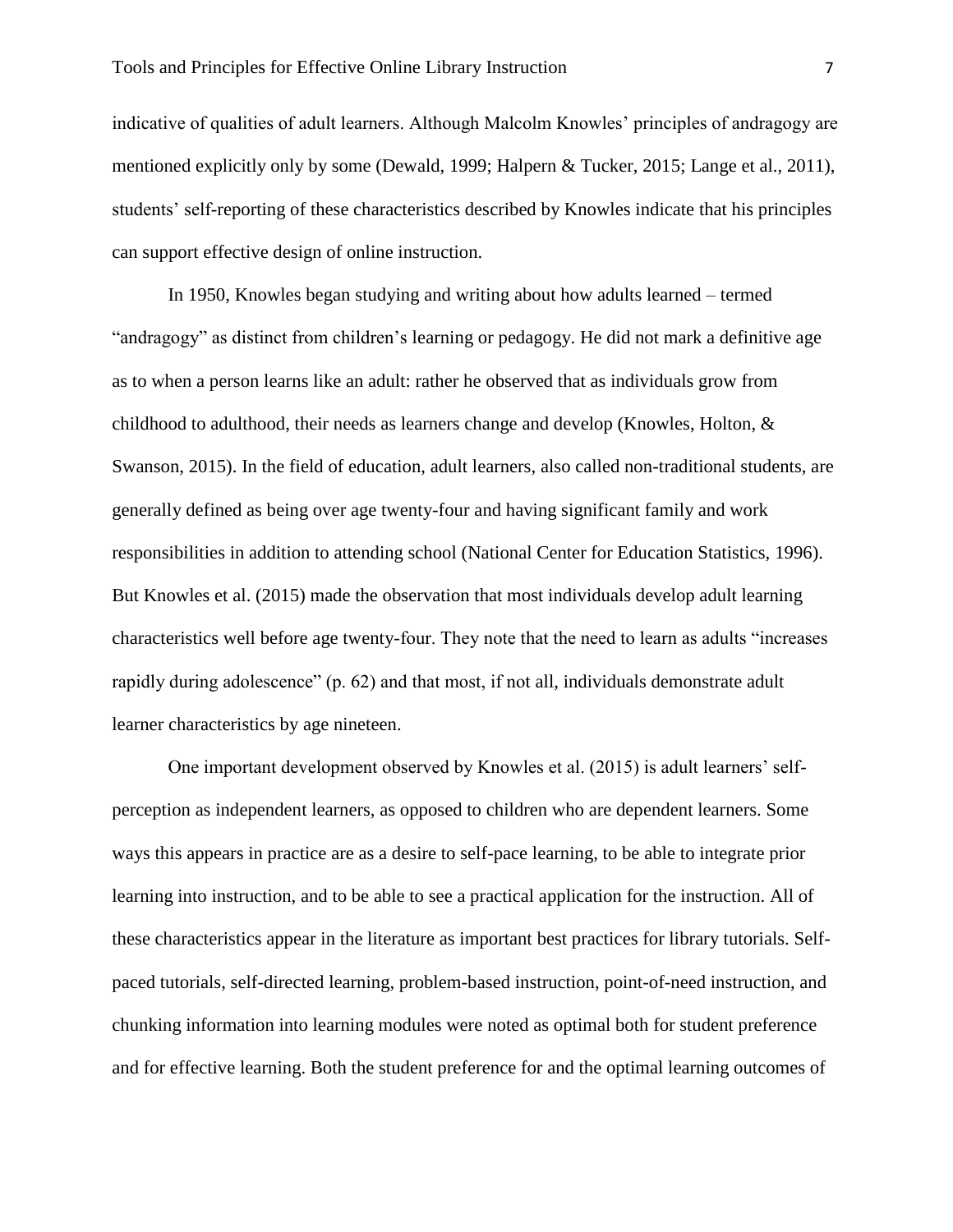indicative of qualities of adult learners. Although Malcolm Knowles' principles of andragogy are mentioned explicitly only by some (Dewald, 1999; Halpern & Tucker, 2015; Lange et al., 2011), students' self-reporting of these characteristics described by Knowles indicate that his principles can support effective design of online instruction.

In 1950, Knowles began studying and writing about how adults learned – termed "andragogy" as distinct from children's learning or pedagogy. He did not mark a definitive age as to when a person learns like an adult: rather he observed that as individuals grow from childhood to adulthood, their needs as learners change and develop (Knowles, Holton, & Swanson, 2015). In the field of education, adult learners, also called non-traditional students, are generally defined as being over age twenty-four and having significant family and work responsibilities in addition to attending school (National Center for Education Statistics, 1996). But Knowles et al. (2015) made the observation that most individuals develop adult learning characteristics well before age twenty-four. They note that the need to learn as adults "increases rapidly during adolescence" (p. 62) and that most, if not all, individuals demonstrate adult learner characteristics by age nineteen.

One important development observed by Knowles et al. (2015) is adult learners' self-perception as independent learners, as opposed to children who are dependent learners. Some ways this appears in practice are as a desire to self-pace learning, to be able to integrate prior learning into instruction, and to be able to see a practical application for the instruction. All of these characteristics appear in the literature as important best practices for library tutorials. Self-paced tutorials, self-directed learning, problem-based instruction, point-of-need instruction, and chunking information into learning modules were noted as optimal both for student preference and for effective learning. Both the student preference for and the optimal learning outcomes of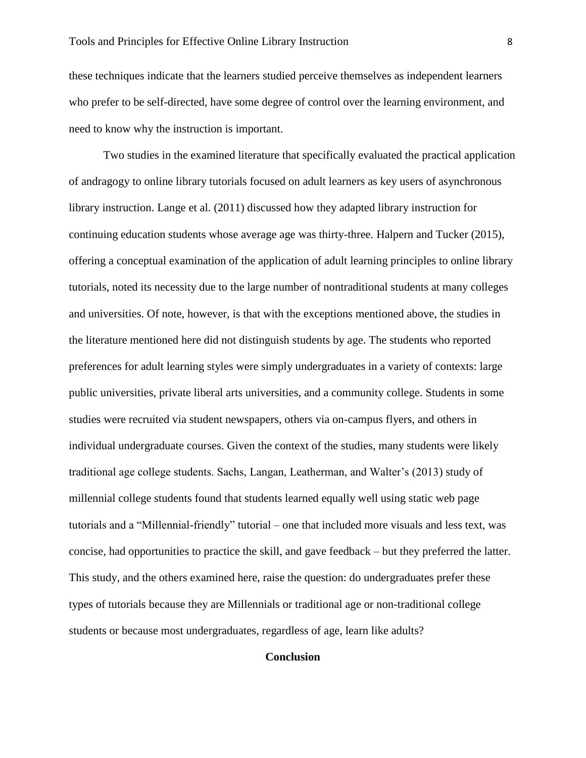these techniques indicate that the learners studied perceive themselves as independent learners who prefer to be self-directed, have some degree of control over the learning environment, and need to know why the instruction is important.

Two studies in the examined literature that specifically evaluated the practical application of andragogy to online library tutorials focused on adult learners as key users of asynchronous library instruction. Lange et al. (2011) discussed how they adapted library instruction for continuing education students whose average age was thirty-three. Halpern and Tucker (2015), offering a conceptual examination of the application of adult learning principles to online library tutorials, noted its necessity due to the large number of nontraditional students at many colleges and universities. Of note, however, is that with the exceptions mentioned above, the studies in the literature mentioned here did not distinguish students by age. The students who reported preferences for adult learning styles were simply undergraduates in a variety of contexts: large public universities, private liberal arts universities, and a community college. Students in some studies were recruited via student newspapers, others via on-campus flyers, and others in individual undergraduate courses. Given the context of the studies, many students were likely traditional age college students. Sachs, Langan, Leatherman, and Walter's (2013) study of millennial college students found that students learned equally well using static web page tutorials and a "Millennial-friendly" tutorial – one that included more visuals and less text, was concise, had opportunities to practice the skill, and gave feedback – but they preferred the latter. This study, and the others examined here, raise the question: do undergraduates prefer these types of tutorials because they are Millennials or traditional age or non-traditional college students or because most undergraduates, regardless of age, learn like adults?

## Conclusion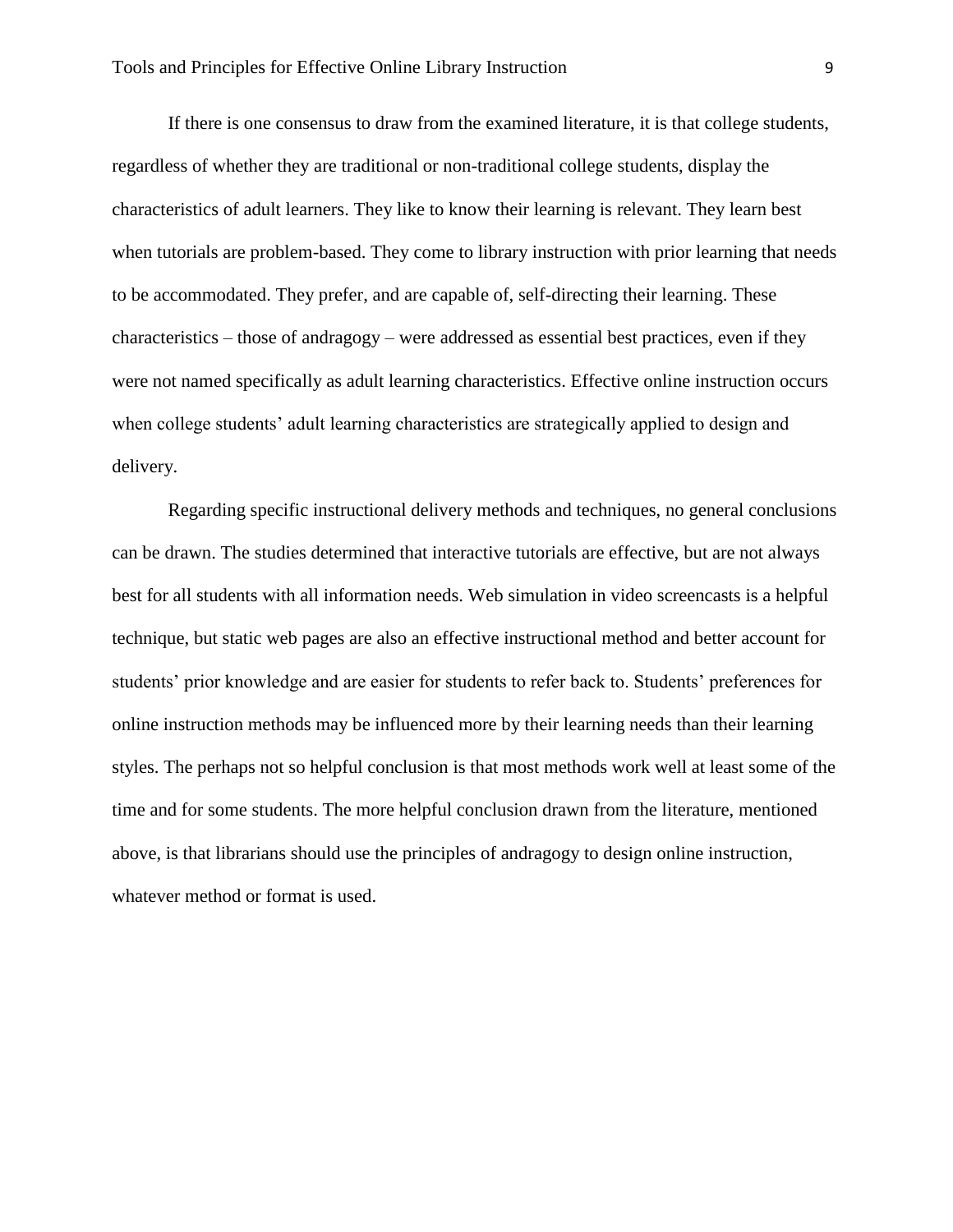If there is one consensus to draw from the examined literature, it is that college students, regardless of whether they are traditional or non-traditional college students, display the characteristics of adult learners. They like to know their learning is relevant. They learn best when tutorials are problem-based. They come to library instruction with prior learning that needs to be accommodated. They prefer, and are capable of, self-directing their learning. These characteristics – those of andragogy – were addressed as essential best practices, even if they were not named specifically as adult learning characteristics. Effective online instruction occurs when college students' adult learning characteristics are strategically applied to design and delivery.

Regarding specific instructional delivery methods and techniques, no general conclusions can be drawn. The studies determined that interactive tutorials are effective, but are not always best for all students with all information needs. Web simulation in video screencasts is a helpful technique, but static web pages are also an effective instructional method and better account for students' prior knowledge and are easier for students to refer back to. Students' preferences for online instruction methods may be influenced more by their learning needs than their learning styles. The perhaps not so helpful conclusion is that most methods work well at least some of the time and for some students. The more helpful conclusion drawn from the literature, mentioned above, is that librarians should use the principles of andragogy to design online instruction, whatever method or format is used.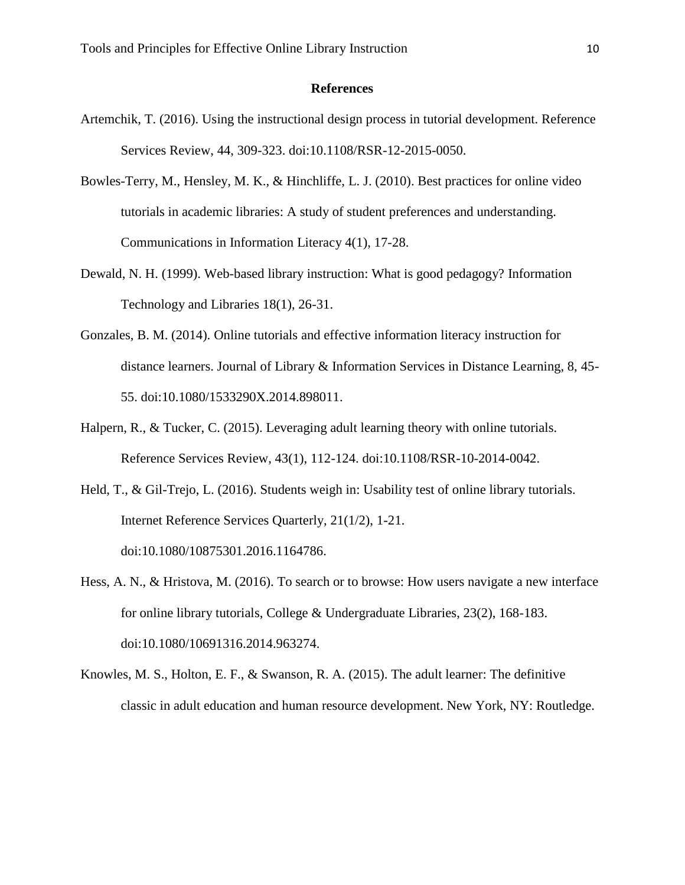# References

Artemchik, T. (2016). Using the instructional design process in tutorial development. Reference Services Review, 44, 309-323. doi:10.1108/RSR-12-2015-0050.

Bowles-Terry, M., Hensley, M. K., & Hinchliffe, L. J. (2010). Best practices for online video tutorials in academic libraries: A study of student preferences and understanding. Communications in Information Literacy 4(1), 17-28.

Dewald, N. H. (1999). Web-based library instruction: What is good pedagogy? Information Technology and Libraries 18(1), 26-31.

Gonzales, B. M. (2014). Online tutorials and effective information literacy instruction for distance learners. Journal of Library & Information Services in Distance Learning, 8, 45-55. doi:10.1080/1533290X.2014.898011.

Halpern, R., & Tucker, C. (2015). Leveraging adult learning theory with online tutorials. Reference Services Review, 43(1), 112-124. doi:10.1108/RSR-10-2014-0042.

Held, T., & Gil-Trejo, L. (2016). Students weigh in: Usability test of online library tutorials. Internet Reference Services Quarterly, 21(1/2), 1-21. doi:10.1080/10875301.2016.1164786.

Hess, A. N., & Hristova, M. (2016). To search or to browse: How users navigate a new interface for online library tutorials, College & Undergraduate Libraries, 23(2), 168-183. doi:10.1080/10691316.2014.963274.

Knowles, M. S., Holton, E. F., & Swanson, R. A. (2015). The adult learner: The definitive classic in adult education and human resource development. New York, NY: Routledge.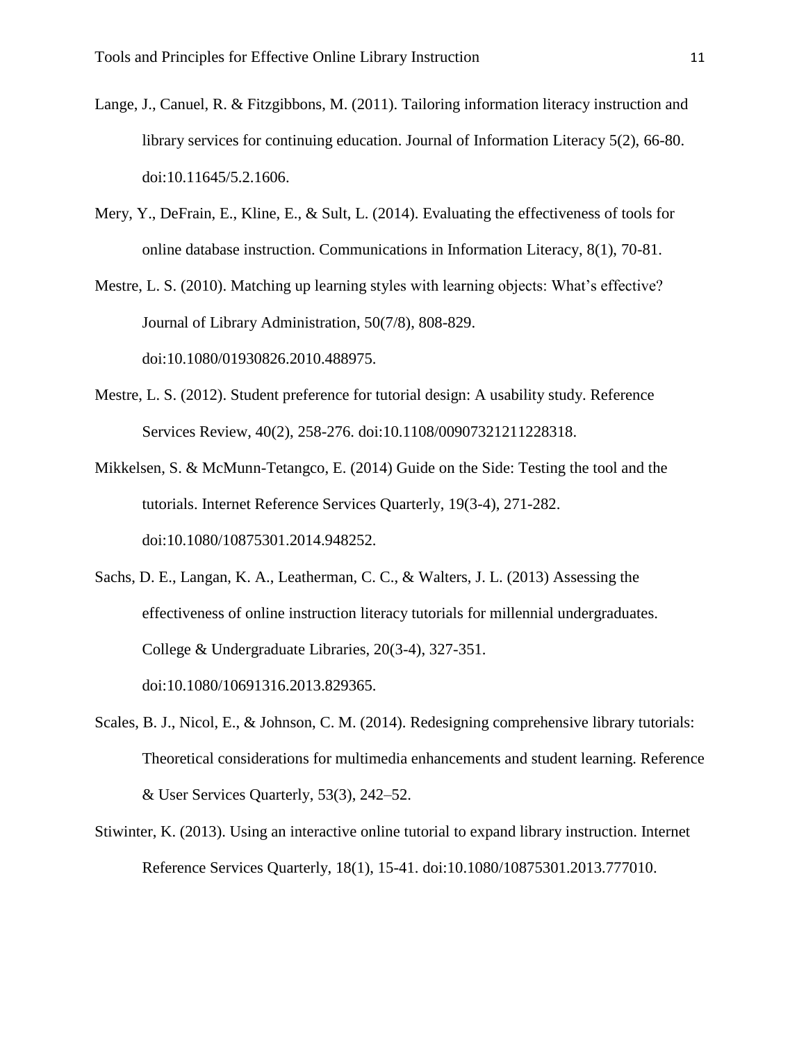Lange, J., Canuel, R. & Fitzgibbons, M. (2011). Tailoring information literacy instruction and library services for continuing education. Journal of Information Literacy 5(2), 66-80. doi:10.11645/5.2.1606.

Mery, Y., DeFrain, E., Kline, E., & Sult, L. (2014). Evaluating the effectiveness of tools for online database instruction. Communications in Information Literacy, 8(1), 70-81.

Mestre, L. S. (2010). Matching up learning styles with learning objects: What's effective? Journal of Library Administration, 50(7/8), 808-829. doi:10.1080/01930826.2010.488975.

Mestre, L. S. (2012). Student preference for tutorial design: A usability study. Reference Services Review, 40(2), 258-276. doi:10.1108/00907321211228318.

Mikkelsen, S. & McMunn-Tetangco, E. (2014) Guide on the Side: Testing the tool and the tutorials. Internet Reference Services Quarterly, 19(3-4), 271-282. doi:10.1080/10875301.2014.948252.

Sachs, D. E., Langan, K. A., Leatherman, C. C., & Walters, J. L. (2013) Assessing the effectiveness of online instruction literacy tutorials for millennial undergraduates. College & Undergraduate Libraries, 20(3-4), 327-351. doi:10.1080/10691316.2013.829365.

Scales, B. J., Nicol, E., & Johnson, C. M. (2014). Redesigning comprehensive library tutorials: Theoretical considerations for multimedia enhancements and student learning. Reference & User Services Quarterly, 53(3), 242–52.

Stiwinter, K. (2013). Using an interactive online tutorial to expand library instruction. Internet Reference Services Quarterly, 18(1), 15-41. doi:10.1080/10875301.2013.777010.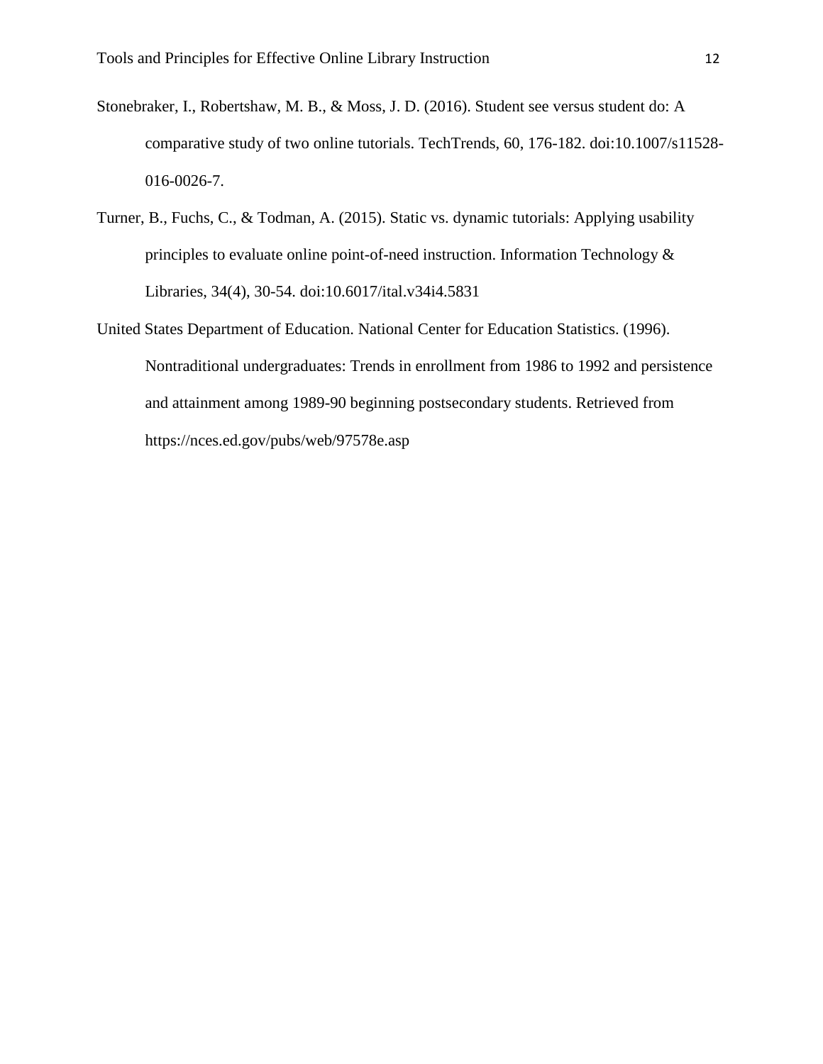Stonebraker, I., Robertshaw, M. B., & Moss, J. D. (2016). Student see versus student do: A comparative study of two online tutorials. TechTrends, 60, 176-182. doi:10.1007/s11528-016-0026-7.

Turner, B., Fuchs, C., & Todman, A. (2015). Static vs. dynamic tutorials: Applying usability principles to evaluate online point-of-need instruction. Information Technology & Libraries, 34(4), 30-54. doi:10.6017/ital.v34i4.5831

United States Department of Education. National Center for Education Statistics. (1996). Nontraditional undergraduates: Trends in enrollment from 1986 to 1992 and persistence and attainment among 1989-90 beginning postsecondary students. Retrieved from https://nces.ed.gov/pubs/web/97578e.asp